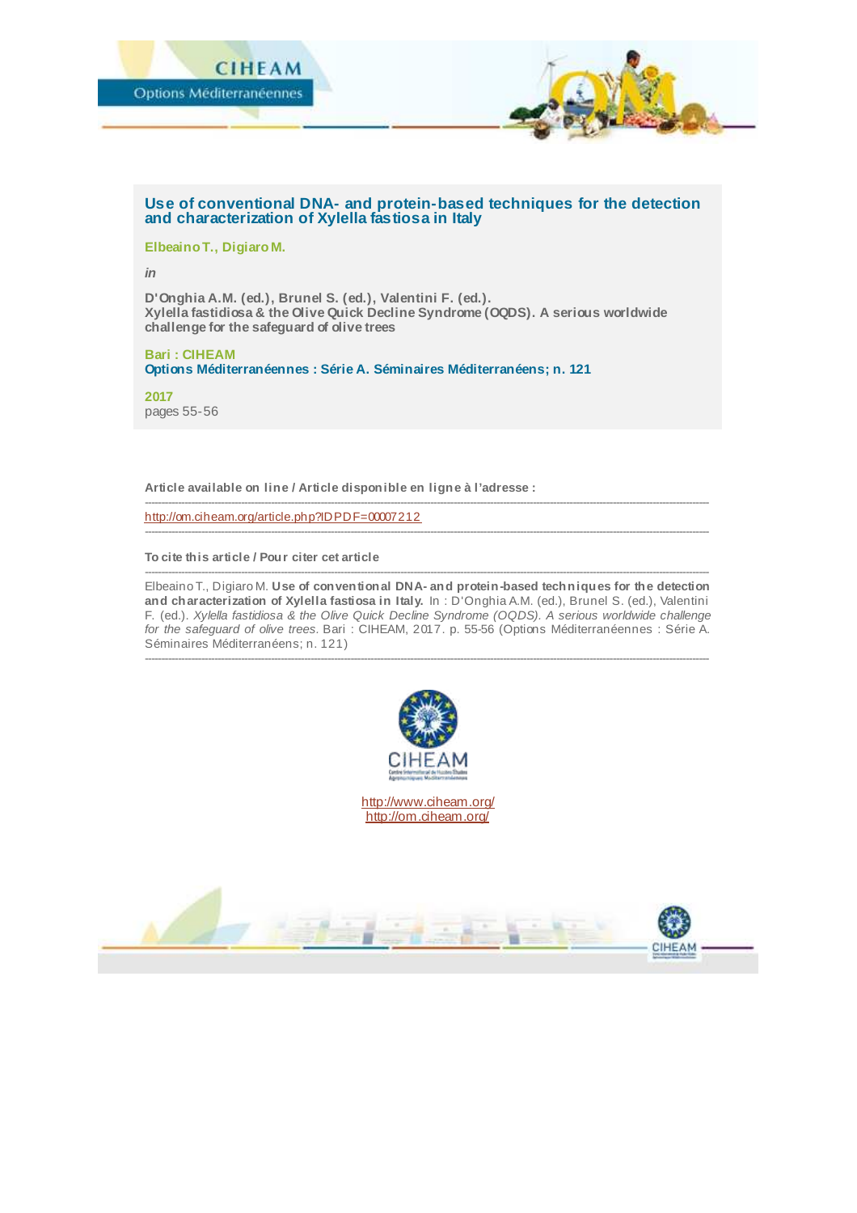CIHEAM

Options Méditerranéennes

# Use of conventional DNA- and protein-based techniques for the detection and characterization of Xylella fastiosa in Italy

**Elbeaino T., Digiaro M.**

*in*

**D'Onghia A.M. (ed.), Brunel S. (ed.), Valentini F. (ed.).**
**Xylella fastidiosa & the Olive Quick Decline Syndrome (OQDS). A serious worldwide challenge for the safeguard of olive trees**

**Bari : CIHEAM**
**Options Méditerranéennes : Série A. Séminaires Méditerranéens; n. 121**

**2017**
pages 55-56

---

**Article available on line / Article disponible en ligne à l'adresse :**

http://om.ciheam.org/article.php?IDPDF=00007212

---

**To cite this article / Pour citer cet article**

Elbeaino T., Digiaro M. **Use of conventional DNA- and protein-based techniques for the detection and characterization of Xylella fastiosa in Italy.** In : D'Onghia A.M. (ed.), Brunel S. (ed.), Valentini F. (ed.). *Xylella fastidiosa & the Olive Quick Decline Syndrome (OQDS). A serious worldwide challenge for the safeguard of olive trees.* Bari : CIHEAM, 2017. p. 55-56 (Options Méditerranéennes : Série A. Séminaires Méditerranéens; n. 121)

---

CIHEAM

http://www.ciheam.org/
http://om.ciheam.org/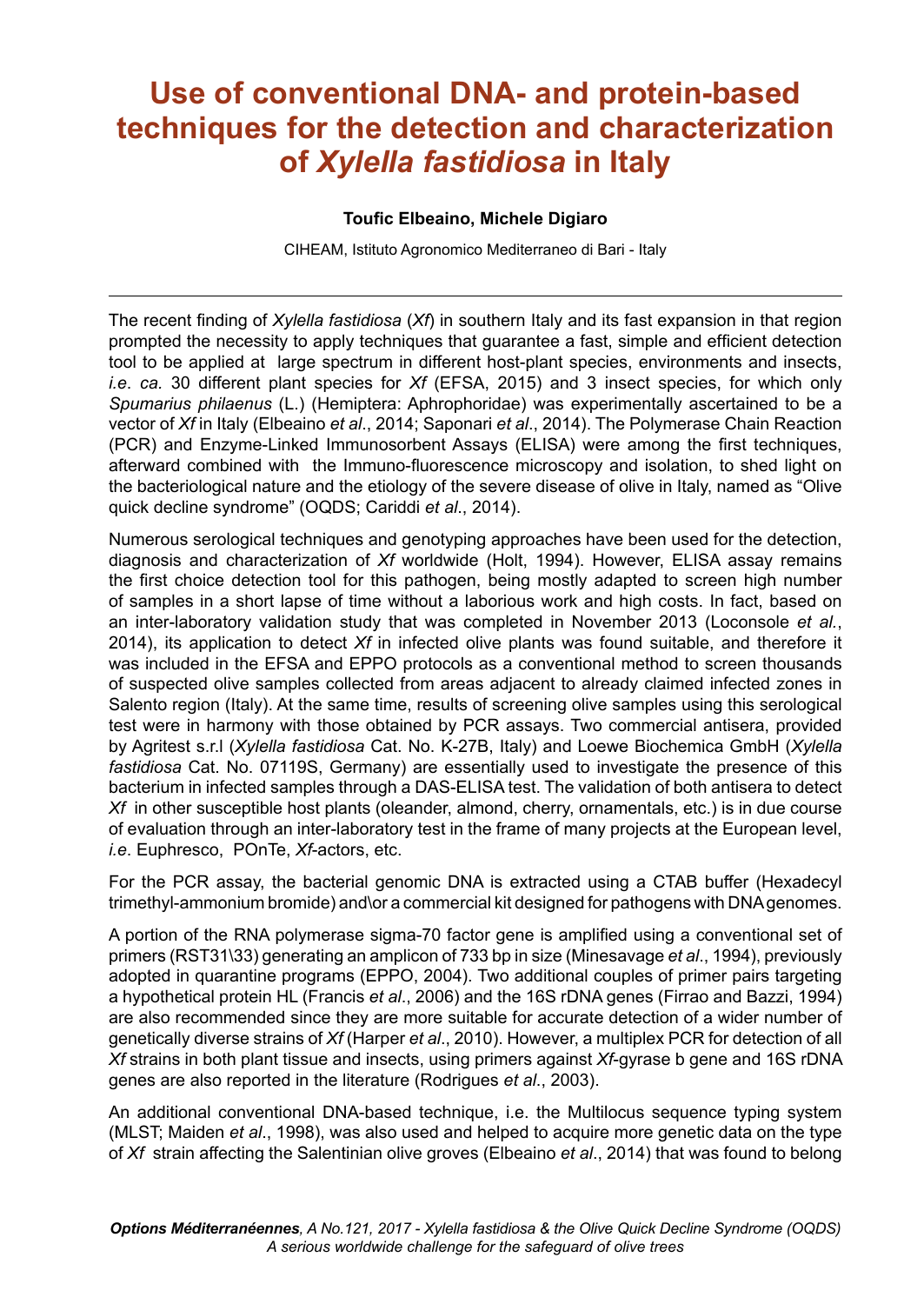# Use of conventional DNA- and protein-based techniques for the detection and characterization of *Xylella fastidiosa* in Italy

**Toufic Elbeaino, Michele Digiaro**

CIHEAM, Istituto Agronomico Mediterraneo di Bari - Italy

---

The recent finding of *Xylella fastidiosa* (*Xf*) in southern Italy and its fast expansion in that region prompted the necessity to apply techniques that guarantee a fast, simple and efficient detection tool to be applied at large spectrum in different host-plant species, environments and insects, *i.e*. *ca.* 30 different plant species for *Xf* (EFSA, 2015) and 3 insect species, for which only *Spumarius philaenus* (L.) (Hemiptera: Aphrophoridae) was experimentally ascertained to be a vector of *Xf* in Italy (Elbeaino *et al*., 2014; Saponari *et al*., 2014). The Polymerase Chain Reaction (PCR) and Enzyme-Linked Immunosorbent Assays (ELISA) were among the first techniques, afterward combined with the Immuno-fluorescence microscopy and isolation, to shed light on the bacteriological nature and the etiology of the severe disease of olive in Italy, named as "Olive quick decline syndrome" (OQDS; Cariddi *et al*., 2014).

Numerous serological techniques and genotyping approaches have been used for the detection, diagnosis and characterization of *Xf* worldwide (Holt, 1994). However, ELISA assay remains the first choice detection tool for this pathogen, being mostly adapted to screen high number of samples in a short lapse of time without a laborious work and high costs. In fact, based on an inter-laboratory validation study that was completed in November 2013 (Loconsole *et al.*, 2014), its application to detect *Xf* in infected olive plants was found suitable, and therefore it was included in the EFSA and EPPO protocols as a conventional method to screen thousands of suspected olive samples collected from areas adjacent to already claimed infected zones in Salento region (Italy). At the same time, results of screening olive samples using this serological test were in harmony with those obtained by PCR assays. Two commercial antisera, provided by Agritest s.r.l (*Xylella fastidiosa* Cat. No. K-27B, Italy) and Loewe Biochemica GmbH (*Xylella fastidiosa* Cat. No. 07119S, Germany) are essentially used to investigate the presence of this bacterium in infected samples through a DAS-ELISA test. The validation of both antisera to detect *Xf* in other susceptible host plants (oleander, almond, cherry, ornamentals, etc.) is in due course of evaluation through an inter-laboratory test in the frame of many projects at the European level, *i.e*. Euphresco, POnTe, *Xf*-actors, etc.

For the PCR assay, the bacterial genomic DNA is extracted using a CTAB buffer (Hexadecyl trimethyl-ammonium bromide) and\or a commercial kit designed for pathogens with DNA genomes.

A portion of the RNA polymerase sigma-70 factor gene is amplified using a conventional set of primers (RST31\33) generating an amplicon of 733 bp in size (Minesavage *et al*., 1994), previously adopted in quarantine programs (EPPO, 2004). Two additional couples of primer pairs targeting a hypothetical protein HL (Francis *et al*., 2006) and the 16S rDNA genes (Firrao and Bazzi, 1994) are also recommended since they are more suitable for accurate detection of a wider number of genetically diverse strains of *Xf* (Harper *et al*., 2010). However, a multiplex PCR for detection of all *Xf* strains in both plant tissue and insects, using primers against *Xf*-gyrase b gene and 16S rDNA genes are also reported in the literature (Rodrigues *et al*., 2003).

An additional conventional DNA-based technique, i.e. the Multilocus sequence typing system (MLST; Maiden *et al*., 1998), was also used and helped to acquire more genetic data on the type of *Xf* strain affecting the Salentinian olive groves (Elbeaino *et al*., 2014) that was found to belong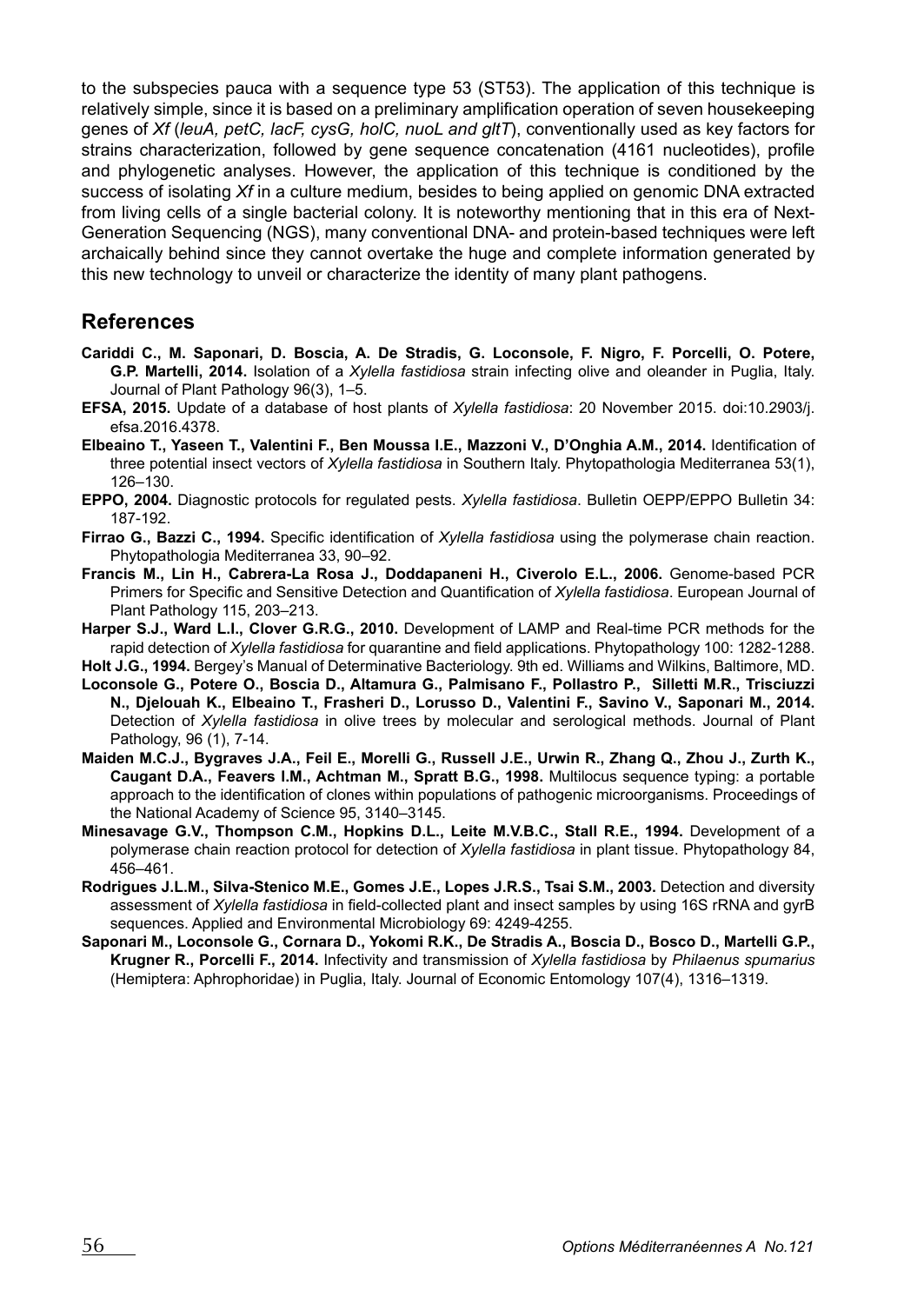to the subspecies pauca with a sequence type 53 (ST53). The application of this technique is relatively simple, since it is based on a preliminary amplification operation of seven housekeeping genes of *Xf* (*leuA, petC, lacF, cysG, holC, nuoL and gltT*), conventionally used as key factors for strains characterization, followed by gene sequence concatenation (4161 nucleotides), profile and phylogenetic analyses. However, the application of this technique is conditioned by the success of isolating *Xf* in a culture medium, besides to being applied on genomic DNA extracted from living cells of a single bacterial colony. It is noteworthy mentioning that in this era of Next-Generation Sequencing (NGS), many conventional DNA- and protein-based techniques were left archaically behind since they cannot overtake the huge and complete information generated by this new technology to unveil or characterize the identity of many plant pathogens.

## References

**Cariddi C., M. Saponari, D. Boscia, A. De Stradis, G. Loconsole, F. Nigro, F. Porcelli, O. Potere, G.P. Martelli, 2014.** Isolation of a *Xylella fastidiosa* strain infecting olive and oleander in Puglia, Italy. Journal of Plant Pathology 96(3), 1–5.

**EFSA, 2015.** Update of a database of host plants of *Xylella fastidiosa*: 20 November 2015. doi:10.2903/j.efsa.2016.4378.

**Elbeaino T., Yaseen T., Valentini F., Ben Moussa I.E., Mazzoni V., D'Onghia A.M., 2014.** Identification of three potential insect vectors of *Xylella fastidiosa* in Southern Italy. Phytopathologia Mediterranea 53(1), 126–130.

**EPPO, 2004.** Diagnostic protocols for regulated pests. *Xylella fastidiosa*. Bulletin OEPP/EPPO Bulletin 34: 187-192.

**Firrao G., Bazzi C., 1994.** Specific identification of *Xylella fastidiosa* using the polymerase chain reaction. Phytopathologia Mediterranea 33, 90–92.

**Francis M., Lin H., Cabrera-La Rosa J., Doddapaneni H., Civerolo E.L., 2006.** Genome-based PCR Primers for Specific and Sensitive Detection and Quantification of *Xylella fastidiosa*. European Journal of Plant Pathology 115, 203–213.

**Harper S.J., Ward L.I., Clover G.R.G., 2010.** Development of LAMP and Real-time PCR methods for the rapid detection of *Xylella fastidiosa* for quarantine and field applications. Phytopathology 100: 1282-1288.

**Holt J.G., 1994.** Bergey's Manual of Determinative Bacteriology. 9th ed. Williams and Wilkins, Baltimore, MD.

**Loconsole G., Potere O., Boscia D., Altamura G., Palmisano F., Pollastro P., Silletti M.R., Trisciuzzi N., Djelouah K., Elbeaino T., Frasheri D., Lorusso D., Valentini F., Savino V., Saponari M., 2014.** Detection of *Xylella fastidiosa* in olive trees by molecular and serological methods. Journal of Plant Pathology, 96 (1), 7-14.

**Maiden M.C.J., Bygraves J.A., Feil E., Morelli G., Russell J.E., Urwin R., Zhang Q., Zhou J., Zurth K., Caugant D.A., Feavers I.M., Achtman M., Spratt B.G., 1998.** Multilocus sequence typing: a portable approach to the identification of clones within populations of pathogenic microorganisms. Proceedings of the National Academy of Science 95, 3140–3145.

**Minesavage G.V., Thompson C.M., Hopkins D.L., Leite M.V.B.C., Stall R.E., 1994.** Development of a polymerase chain reaction protocol for detection of *Xylella fastidiosa* in plant tissue. Phytopathology 84, 456–461.

**Rodrigues J.L.M., Silva-Stenico M.E., Gomes J.E., Lopes J.R.S., Tsai S.M., 2003.** Detection and diversity assessment of *Xylella fastidiosa* in field-collected plant and insect samples by using 16S rRNA and gyrB sequences. Applied and Environmental Microbiology 69: 4249-4255.

**Saponari M., Loconsole G., Cornara D., Yokomi R.K., De Stradis A., Boscia D., Bosco D., Martelli G.P., Krugner R., Porcelli F., 2014.** Infectivity and transmission of *Xylella fastidiosa* by *Philaenus spumarius* (Hemiptera: Aphrophoridae) in Puglia, Italy. Journal of Economic Entomology 107(4), 1316–1319.